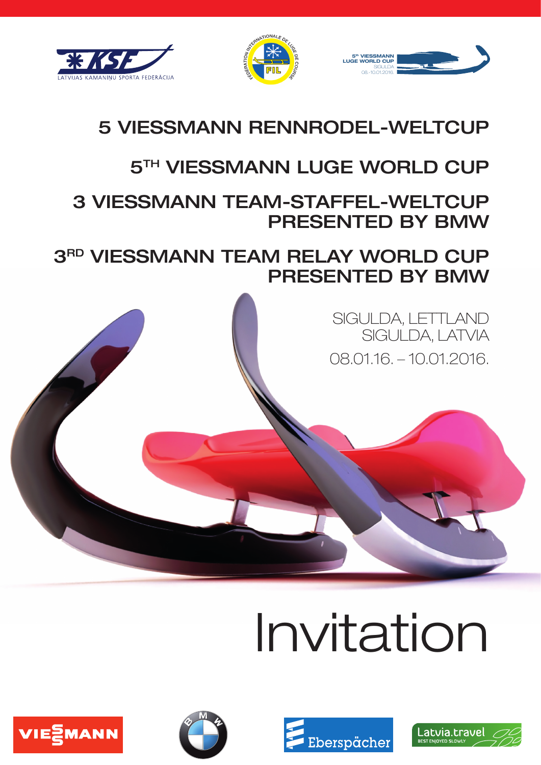# 5 VIESSMANN RENNRODEL-WELTCUP

# 5TH VIESSMANN LUGE WORLD CUP

# 3 VIESSMANN TEAM-STAFFEL-WELTCUP PRESENTED BY BMW

# 3RD VIESSMANN TEAM RELAY WORLD CUP PRESENTED BY BMW

SIGULDA, LETTLAND
SIGULDA, LATVIA

08.01.16. – 10.01.2016.

# Invitation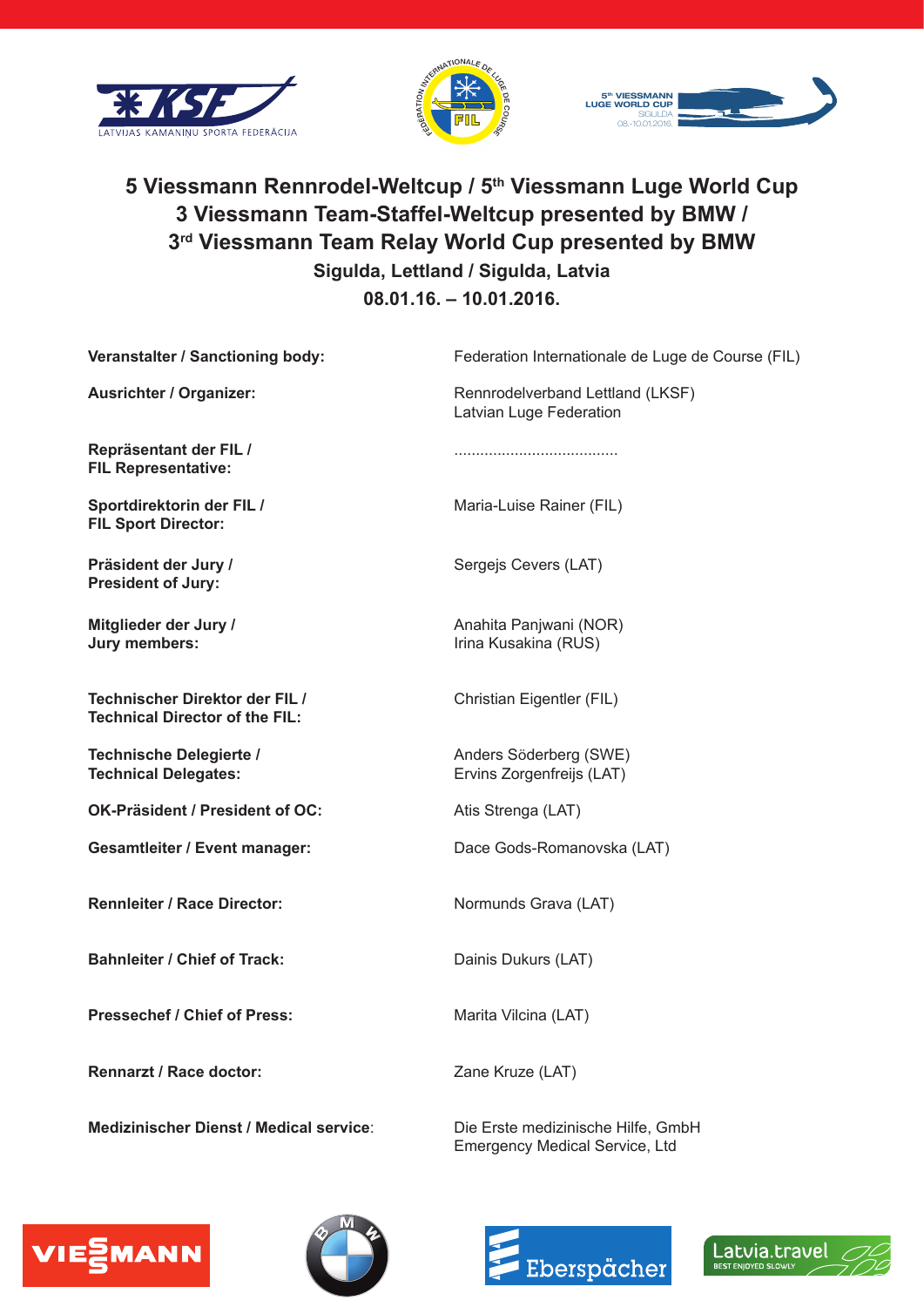# 5 Viessmann Rennrodel-Weltcup / 5th Viessmann Luge World Cup
# 3 Viessmann Team-Staffel-Weltcup presented by BMW / 3rd Viessmann Team Relay World Cup presented by BMW

**Sigulda, Lettland / Sigulda, Latvia**

**08.01.16. – 10.01.2016.**

| | |
|---|---|
| **Veranstalter / Sanctioning body:** | Federation Internationale de Luge de Course (FIL) |
| **Ausrichter / Organizer:** | Rennrodelverband Lettland (LKSF)<br>Latvian Luge Federation |
| **Repräsentant der FIL / FIL Representative:** | ..................................... |
| **Sportdirektorin der FIL / FIL Sport Director:** | Maria-Luise Rainer (FIL) |
| **Präsident der Jury / President of Jury:** | Sergejs Cevers (LAT) |
| **Mitglieder der Jury / Jury members:** | Anahita Panjwani (NOR)<br>Irina Kusakina (RUS) |
| **Technischer Direktor der FIL / Technical Director of the FIL:** | Christian Eigentler (FIL) |
| **Technische Delegierte / Technical Delegates:** | Anders Söderberg (SWE)<br>Ervins Zorgenfreijs (LAT) |
| **OK-Präsident / President of OC:** | Atis Strenga (LAT) |
| **Gesamtleiter / Event manager:** | Dace Gods-Romanovska (LAT) |
| **Rennleiter / Race Director:** | Normunds Grava (LAT) |
| **Bahnleiter / Chief of Track:** | Dainis Dukurs (LAT) |
| **Pressechef / Chief of Press:** | Marita Vilcina (LAT) |
| **Rennarzt / Race doctor:** | Zane Kruze (LAT) |
| **Medizinischer Dienst / Medical service:** | Die Erste medizinische Hilfe, GmbH<br>Emergency Medical Service, Ltd |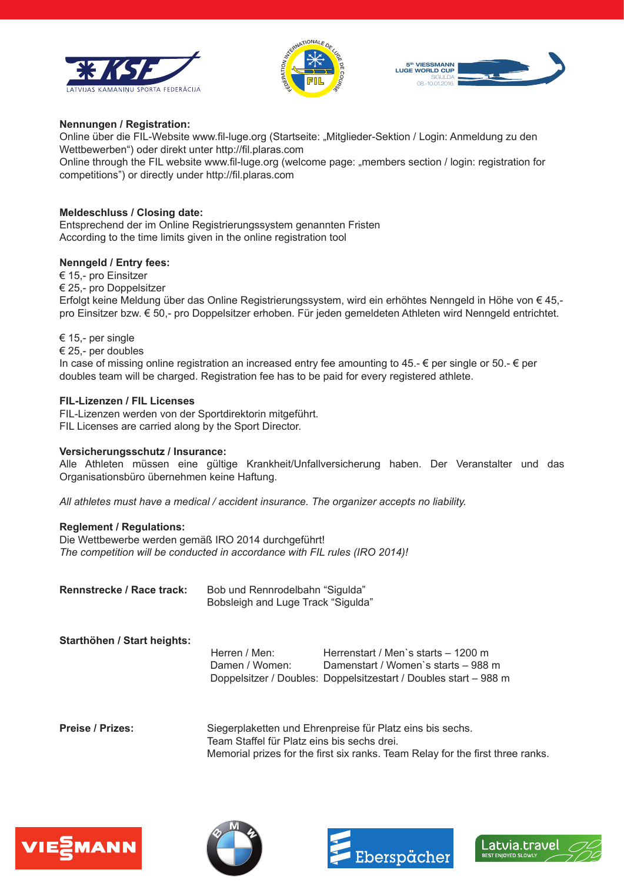**Nennungen / Registration:**
Online über die FIL-Website www.fil-luge.org (Startseite: „Mitglieder-Sektion / Login: Anmeldung zu den Wettbewerben“) oder direkt unter http://fil.plaras.com
Online through the FIL website www.fil-luge.org (welcome page: „members section / login: registration for competitions”) or directly under http://fil.plaras.com

**Meldeschluss / Closing date:**
Entsprechend der im Online Registrierungssystem genannten Fristen
According to the time limits given in the online registration tool

**Nenngeld / Entry fees:**
€ 15,- pro Einsitzer
€ 25,- pro Doppelsitzer
Erfolgt keine Meldung über das Online Registrierungssystem, wird ein erhöhtes Nenngeld in Höhe von € 45,- pro Einsitzer bzw. € 50,- pro Doppelsitzer erhoben. Für jeden gemeldeten Athleten wird Nenngeld entrichtet.

€ 15,- per single
€ 25,- per doubles
In case of missing online registration an increased entry fee amounting to 45.- € per single or 50.- € per doubles team will be charged. Registration fee has to be paid for every registered athlete.

**FIL-Lizenzen / FIL Licenses**
FIL-Lizenzen werden von der Sportdirektorin mitgeführt.
FIL Licenses are carried along by the Sport Director.

**Versicherungsschutz / Insurance:**
Alle Athleten müssen eine gültige Krankheit/Unfallversicherung haben. Der Veranstalter und das Organisationsbüro übernehmen keine Haftung.

*All athletes must have a medical / accident insurance. The organizer accepts no liability.*

**Reglement / Regulations:**
Die Wettbewerbe werden gemäß IRO 2014 durchgeführt!
*The competition will be conducted in accordance with FIL rules (IRO 2014)!*

**Rennstrecke / Race track:** Bob und Rennrodelbahn “Sigulda”
Bobsleigh and Luge Track “Sigulda”

**Starthöhen / Start heights:**

| | |
|---|---|
| Herren / Men: | Herrenstart / Men`s starts – 1200 m |
| Damen / Women: | Damenstart / Women`s starts – 988 m |
| Doppelsitzer / Doubles: | Doppelsitzestart / Doubles start – 988 m |

**Preise / Prizes:** Siegerplaketten und Ehrenpreise für Platz eins bis sechs.
Team Staffel für Platz eins bis sechs drei.
Memorial prizes for the first six ranks. Team Relay for the first three ranks.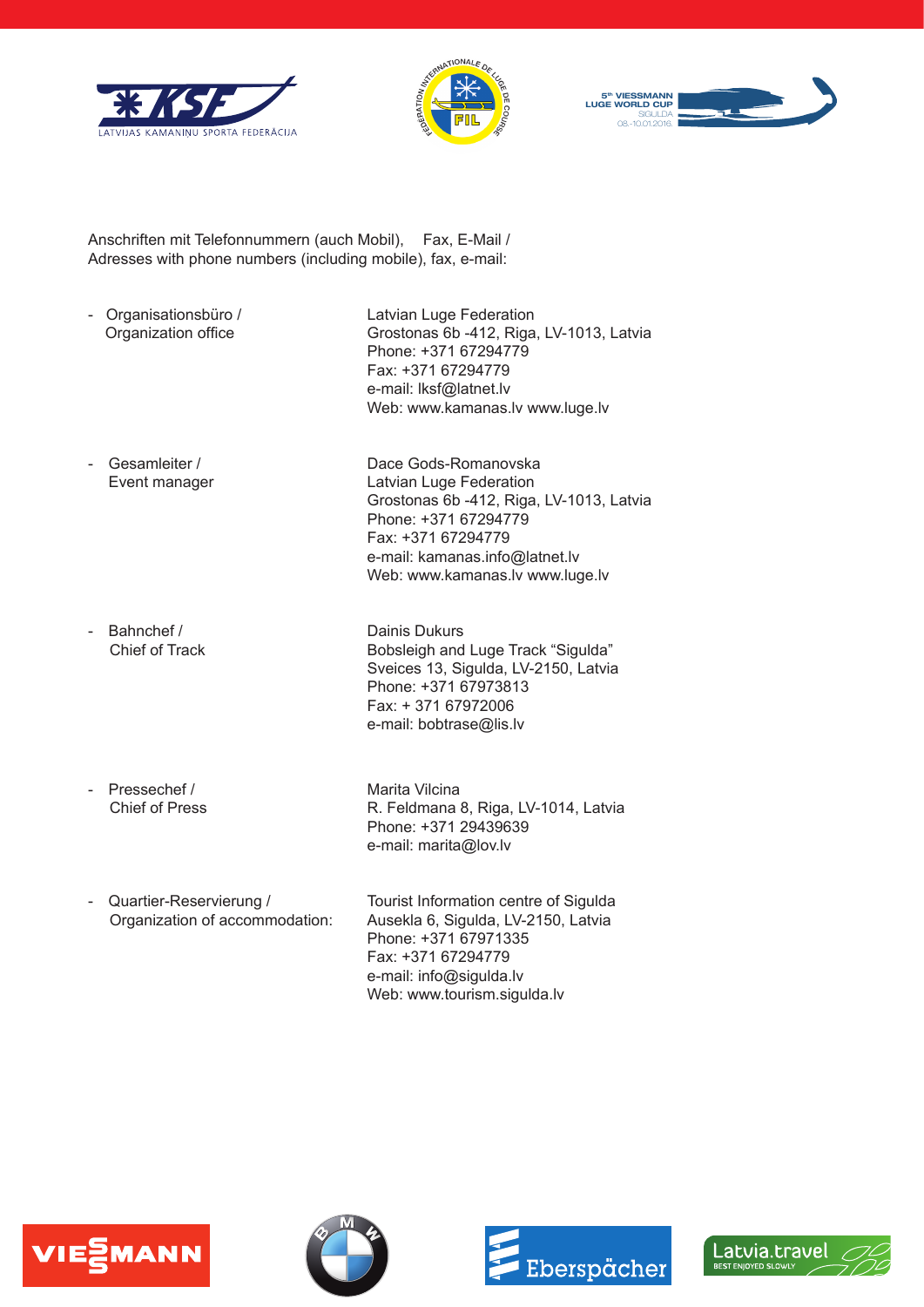Anschriften mit Telefonnummern (auch Mobil), Fax, E-Mail /
Adresses with phone numbers (including mobile), fax, e-mail:

| | |
|---|---|
| - Organisationsbüro / Organization office | Latvian Luge Federation<br>Grostonas 6b -412, Riga, LV-1013, Latvia<br>Phone: +371 67294779<br>Fax: +371 67294779<br>e-mail: lksf@latnet.lv<br>Web: www.kamanas.lv www.luge.lv |
| - Gesamleiter / Event manager | Dace Gods-Romanovska<br>Latvian Luge Federation<br>Grostonas 6b -412, Riga, LV-1013, Latvia<br>Phone: +371 67294779<br>Fax: +371 67294779<br>e-mail: kamanas.info@latnet.lv<br>Web: www.kamanas.lv www.luge.lv |
| - Bahnchef / Chief of Track | Dainis Dukurs<br>Bobsleigh and Luge Track "Sigulda"<br>Sveices 13, Sigulda, LV-2150, Latvia<br>Phone: +371 67973813<br>Fax: + 371 67972006<br>e-mail: bobtrase@lis.lv |
| - Pressechef / Chief of Press | Marita Vilcina<br>R. Feldmana 8, Riga, LV-1014, Latvia<br>Phone: +371 29439639<br>e-mail: marita@lov.lv |
| - Quartier-Reservierung / Organization of accommodation: | Tourist Information centre of Sigulda<br>Ausekla 6, Sigulda, LV-2150, Latvia<br>Phone: +371 67971335<br>Fax: +371 67294779<br>e-mail: info@sigulda.lv<br>Web: www.tourism.sigulda.lv |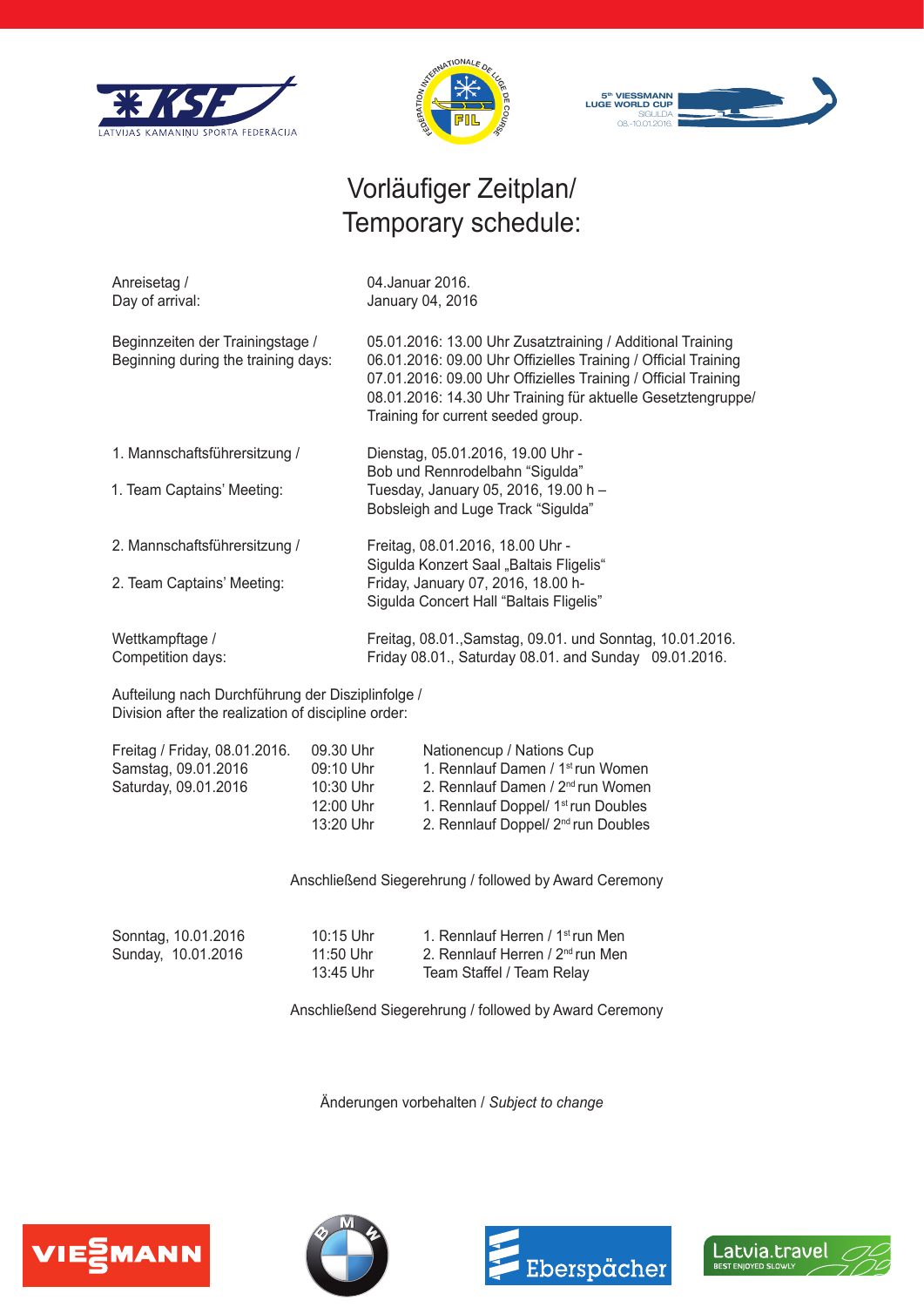LATVIJAS KAMANIŅU SPORTA FEDERĀCIJA

5th VIESSMANN LUGE WORLD CUP SIGULDA 08.-10.01.2016.

# Vorläufiger Zeitplan/ Temporary schedule:

| | |
|---|---|
| Anreisetag / Day of arrival: | 04.Januar 2016. January 04, 2016 |
| Beginnzeiten der Trainingstage / Beginning during the training days: | 05.01.2016: 13.00 Uhr Zusatztraining / Additional Training<br>06.01.2016: 09.00 Uhr Offizielles Training / Official Training<br>07.01.2016: 09.00 Uhr Offizielles Training / Official Training<br>08.01.2016: 14.30 Uhr Training für aktuelle Gesetztengruppe/ Training for current seeded group. |
| 1. Mannschaftsführersitzung / 1. Team Captains' Meeting: | Dienstag, 05.01.2016, 19.00 Uhr - Bob und Rennrodelbahn "Sigulda"<br>Tuesday, January 05, 2016, 19.00 h – Bobsleigh and Luge Track "Sigulda" |
| 2. Mannschaftsführersitzung / 2. Team Captains' Meeting: | Freitag, 08.01.2016, 18.00 Uhr - Sigulda Konzert Saal „Baltais Fligelis"<br>Friday, January 07, 2016, 18.00 h- Sigulda Concert Hall "Baltais Fligelis" |
| Wettkampftage / Competition days: | Freitag, 08.01.,Samstag, 09.01. und Sonntag, 10.01.2016.<br>Friday 08.01., Saturday 08.01. and Sunday 09.01.2016. |

Aufteilung nach Durchführung der Disziplinfolge /
Division after the realization of discipline order:

| | | |
|---|---|---|
| Freitag / Friday, 08.01.2016. | 09.30 Uhr | Nationencup / Nations Cup |
| Samstag, 09.01.2016 | 09:10 Uhr | 1. Rennlauf Damen / 1st run Women |
| Saturday, 09.01.2016 | 10:30 Uhr | 2. Rennlauf Damen / 2nd run Women |
| | 12:00 Uhr | 1. Rennlauf Doppel/ 1st run Doubles |
| | 13:20 Uhr | 2. Rennlauf Doppel/ 2nd run Doubles |

Anschließend Siegerehrung / followed by Award Ceremony

| | | |
|---|---|---|
| Sonntag, 10.01.2016 | 10:15 Uhr | 1. Rennlauf Herren / 1st run Men |
| Sunday, 10.01.2016 | 11:50 Uhr | 2. Rennlauf Herren / 2nd run Men |
| | 13:45 Uhr | Team Staffel / Team Relay |

Anschließend Siegerehrung / followed by Award Ceremony

Änderungen vorbehalten / *Subject to change*